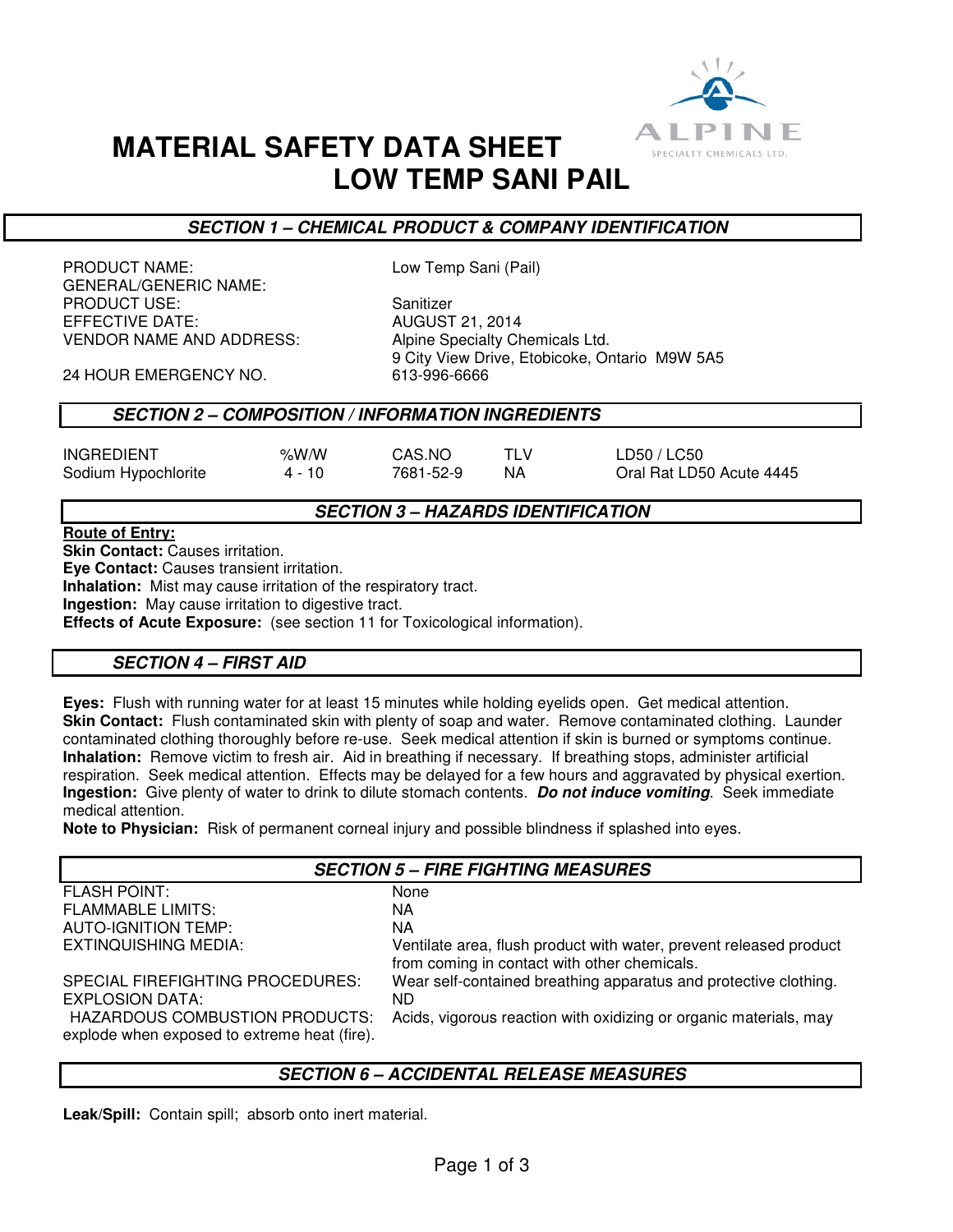# MATERIAL SAFETY DATA SHEET
# LOW TEMP SANI PAIL

## SECTION 1 – CHEMICAL PRODUCT & COMPANY IDENTIFICATION

| | |
|---|---|
| PRODUCT NAME: | Low Temp Sani (Pail) |
| GENERAL/GENERIC NAME: | |
| PRODUCT USE: | Sanitizer |
| EFFECTIVE DATE: | AUGUST 21, 2014 |
| VENDOR NAME AND ADDRESS: | Alpine Specialty Chemicals Ltd.<br>9 City View Drive, Etobicoke, Ontario M9W 5A5 |
| 24 HOUR EMERGENCY NO. | 613-996-6666 |

## SECTION 2 – COMPOSITION / INFORMATION INGREDIENTS

| INGREDIENT | %W/W | CAS.NO | TLV | LD50 / LC50 |
|---|---|---|---|---|
| Sodium Hypochlorite | 4 - 10 | 7681-52-9 | NA | Oral Rat LD50 Acute 4445 |

## SECTION 3 – HAZARDS IDENTIFICATION

**Route of Entry:**

**Skin Contact:** Causes irritation.

**Eye Contact:** Causes transient irritation.

**Inhalation:** Mist may cause irritation of the respiratory tract.

**Ingestion:** May cause irritation to digestive tract.

**Effects of Acute Exposure:** (see section 11 for Toxicological information).

## SECTION 4 – FIRST AID

**Eyes:** Flush with running water for at least 15 minutes while holding eyelids open. Get medical attention.

**Skin Contact:** Flush contaminated skin with plenty of soap and water. Remove contaminated clothing. Launder contaminated clothing thoroughly before re-use. Seek medical attention if skin is burned or symptoms continue.

**Inhalation:** Remove victim to fresh air. Aid in breathing if necessary. If breathing stops, administer artificial respiration. Seek medical attention. Effects may be delayed for a few hours and aggravated by physical exertion.

**Ingestion:** Give plenty of water to drink to dilute stomach contents. ***Do not induce vomiting***. Seek immediate medical attention.

**Note to Physician:** Risk of permanent corneal injury and possible blindness if splashed into eyes.

## SECTION 5 – FIRE FIGHTING MEASURES

| | |
|---|---|
| FLASH POINT: | None |
| FLAMMABLE LIMITS: | NA |
| AUTO-IGNITION TEMP: | NA |
| EXTINQUISHING MEDIA: | Ventilate area, flush product with water, prevent released product from coming in contact with other chemicals. |
| SPECIAL FIREFIGHTING PROCEDURES: | Wear self-contained breathing apparatus and protective clothing. |
| EXPLOSION DATA: | ND |
| HAZARDOUS COMBUSTION PRODUCTS: | Acids, vigorous reaction with oxidizing or organic materials, may explode when exposed to extreme heat (fire). |

## SECTION 6 – ACCIDENTAL RELEASE MEASURES

**Leak/Spill:** Contain spill; absorb onto inert material.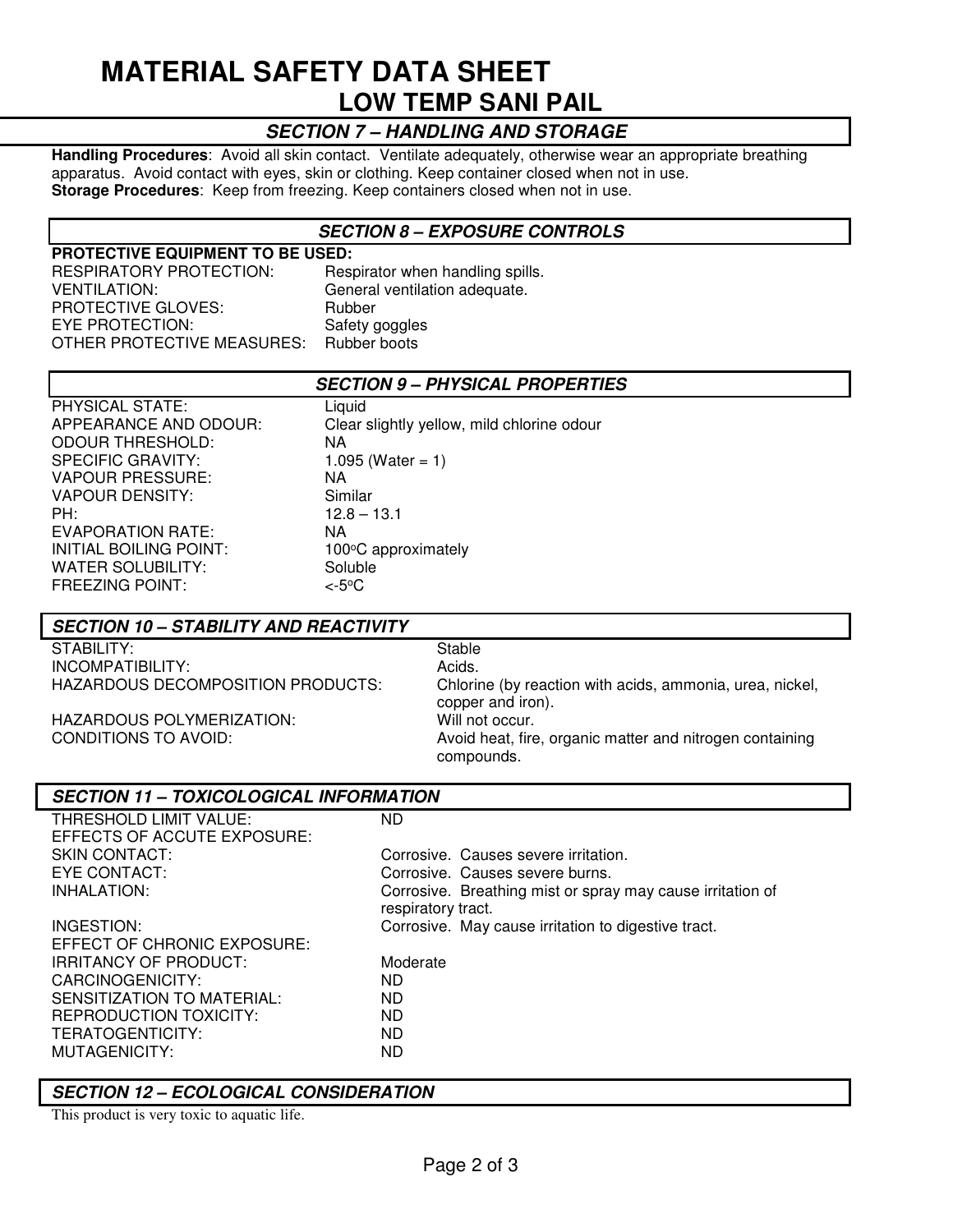# MATERIAL SAFETY DATA SHEET

## LOW TEMP SANI PAIL

### *SECTION 7 – HANDLING AND STORAGE*

**Handling Procedures**: Avoid all skin contact. Ventilate adequately, otherwise wear an appropriate breathing apparatus. Avoid contact with eyes, skin or clothing. Keep container closed when not in use.
**Storage Procedures**: Keep from freezing. Keep containers closed when not in use.

### *SECTION 8 – EXPOSURE CONTROLS*

**PROTECTIVE EQUIPMENT TO BE USED:**

| | |
|---|---|
| RESPIRATORY PROTECTION: | Respirator when handling spills. |
| VENTILATION: | General ventilation adequate. |
| PROTECTIVE GLOVES: | Rubber |
| EYE PROTECTION: | Safety goggles |
| OTHER PROTECTIVE MEASURES: | Rubber boots |

### *SECTION 9 – PHYSICAL PROPERTIES*

| | |
|---|---|
| PHYSICAL STATE: | Liquid |
| APPEARANCE AND ODOUR: | Clear slightly yellow, mild chlorine odour |
| ODOUR THRESHOLD: | NA |
| SPECIFIC GRAVITY: | 1.095 (Water = 1) |
| VAPOUR PRESSURE: | NA |
| VAPOUR DENSITY: | Similar |
| PH: | 12.8 – 13.1 |
| EVAPORATION RATE: | NA |
| INITIAL BOILING POINT: | 100°C approximately |
| WATER SOLUBILITY: | Soluble |
| FREEZING POINT: | <-5°C |

### *SECTION 10 – STABILITY AND REACTIVITY*

| | |
|---|---|
| STABILITY: | Stable |
| INCOMPATIBILITY: | Acids. |
| HAZARDOUS DECOMPOSITION PRODUCTS: | Chlorine (by reaction with acids, ammonia, urea, nickel, copper and iron). |
| HAZARDOUS POLYMERIZATION: | Will not occur. |
| CONDITIONS TO AVOID: | Avoid heat, fire, organic matter and nitrogen containing compounds. |

### *SECTION 11 – TOXICOLOGICAL INFORMATION*

| | |
|---|---|
| THRESHOLD LIMIT VALUE: | ND |
| EFFECTS OF ACCUTE EXPOSURE: | |
| SKIN CONTACT: | Corrosive. Causes severe irritation. |
| EYE CONTACT: | Corrosive. Causes severe burns. |
| INHALATION: | Corrosive. Breathing mist or spray may cause irritation of respiratory tract. |
| INGESTION: | Corrosive. May cause irritation to digestive tract. |
| EFFECT OF CHRONIC EXPOSURE: | |
| IRRITANCY OF PRODUCT: | Moderate |
| CARCINOGENICITY: | ND |
| SENSITIZATION TO MATERIAL: | ND |
| REPRODUCTION TOXICITY: | ND |
| TERATOGENTICITY: | ND |
| MUTAGENICITY: | ND |

### *SECTION 12 – ECOLOGICAL CONSIDERATION*

This product is very toxic to aquatic life.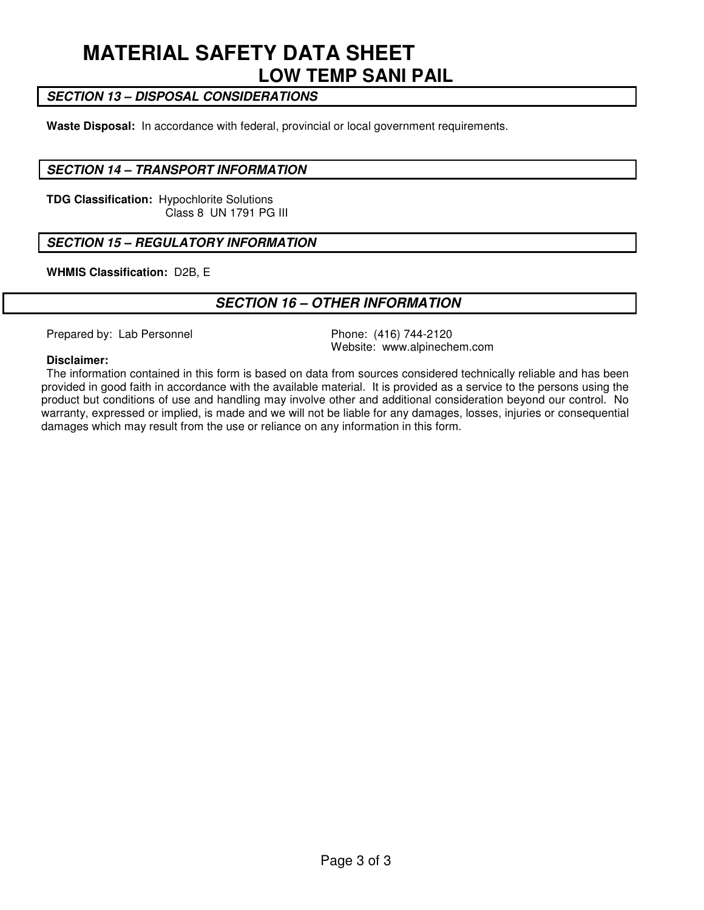# MATERIAL SAFETY DATA SHEET

## LOW TEMP SANI PAIL

### *SECTION 13 – DISPOSAL CONSIDERATIONS*

**Waste Disposal:** In accordance with federal, provincial or local government requirements.

### *SECTION 14 – TRANSPORT INFORMATION*

**TDG Classification:** Hypochlorite Solutions
Class 8 UN 1791 PG III

### *SECTION 15 – REGULATORY INFORMATION*

**WHMIS Classification:** D2B, E

### *SECTION 16 – OTHER INFORMATION*

Prepared by: Lab Personnel

Phone: (416) 744-2120
Website: www.alpinechem.com

**Disclaimer:**
The information contained in this form is based on data from sources considered technically reliable and has been provided in good faith in accordance with the available material. It is provided as a service to the persons using the product but conditions of use and handling may involve other and additional consideration beyond our control. No warranty, expressed or implied, is made and we will not be liable for any damages, losses, injuries or consequential damages which may result from the use or reliance on any information in this form.